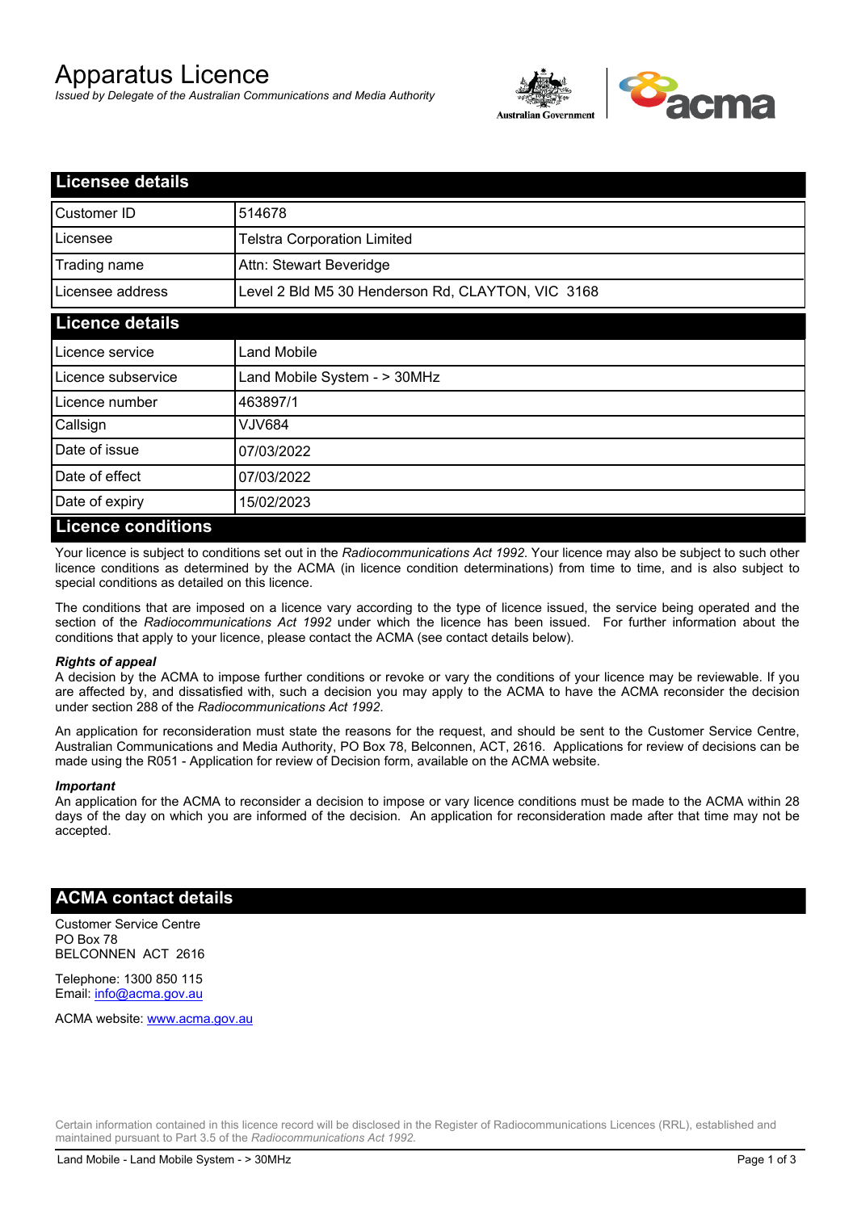# Apparatus Licence

*Issued by Delegate of the Australian Communications and Media Authority*

## Licensee details

| | |
|---|---|
| Customer ID | 514678 |
| Licensee | Telstra Corporation Limited |
| Trading name | Attn: Stewart Beveridge |
| Licensee address | Level 2 Bld M5 30 Henderson Rd, CLAYTON, VIC 3168 |

## Licence details

| | |
|---|---|
| Licence service | Land Mobile |
| Licence subservice | Land Mobile System - > 30MHz |
| Licence number | 463897/1 |
| Callsign | VJV684 |
| Date of issue | 07/03/2022 |
| Date of effect | 07/03/2022 |
| Date of expiry | 15/02/2023 |

## Licence conditions

Your licence is subject to conditions set out in the *Radiocommunications Act 1992*. Your licence may also be subject to such other licence conditions as determined by the ACMA (in licence condition determinations) from time to time, and is also subject to special conditions as detailed on this licence.

The conditions that are imposed on a licence vary according to the type of licence issued, the service being operated and the section of the *Radiocommunications Act 1992* under which the licence has been issued. For further information about the conditions that apply to your licence, please contact the ACMA (see contact details below).

***Rights of appeal***

A decision by the ACMA to impose further conditions or revoke or vary the conditions of your licence may be reviewable. If you are affected by, and dissatisfied with, such a decision you may apply to the ACMA to have the ACMA reconsider the decision under section 288 of the *Radiocommunications Act 1992*.

An application for reconsideration must state the reasons for the request, and should be sent to the Customer Service Centre, Australian Communications and Media Authority, PO Box 78, Belconnen, ACT, 2616. Applications for review of decisions can be made using the R051 - Application for review of Decision form, available on the ACMA website.

***Important***

An application for the ACMA to reconsider a decision to impose or vary licence conditions must be made to the ACMA within 28 days of the day on which you are informed of the decision. An application for reconsideration made after that time may not be accepted.

## ACMA contact details

Customer Service Centre
PO Box 78
BELCONNEN ACT 2616

Telephone: 1300 850 115
Email: info@acma.gov.au

ACMA website: www.acma.gov.au

Certain information contained in this licence record will be disclosed in the Register of Radiocommunications Licences (RRL), established and maintained pursuant to Part 3.5 of the *Radiocommunications Act 1992.*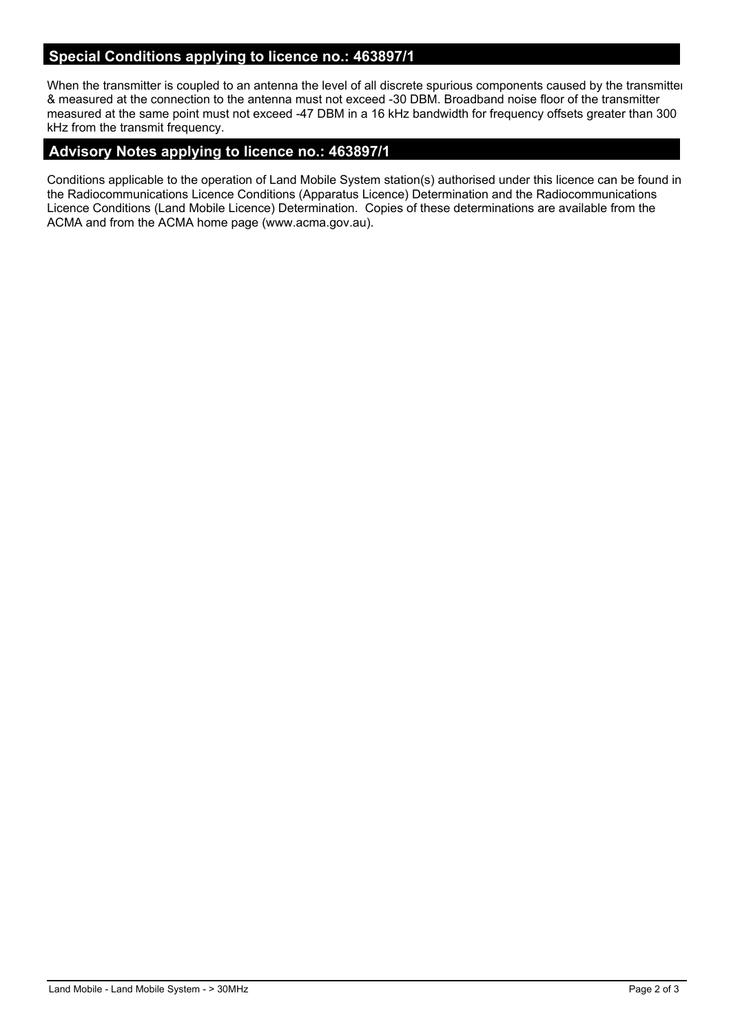## Special Conditions applying to licence no.: 463897/1

When the transmitter is coupled to an antenna the level of all discrete spurious components caused by the transmitter & measured at the connection to the antenna must not exceed -30 DBM. Broadband noise floor of the transmitter measured at the same point must not exceed -47 DBM in a 16 kHz bandwidth for frequency offsets greater than 300 kHz from the transmit frequency.

## Advisory Notes applying to licence no.: 463897/1

Conditions applicable to the operation of Land Mobile System station(s) authorised under this licence can be found in the Radiocommunications Licence Conditions (Apparatus Licence) Determination and the Radiocommunications Licence Conditions (Land Mobile Licence) Determination. Copies of these determinations are available from the ACMA and from the ACMA home page (www.acma.gov.au).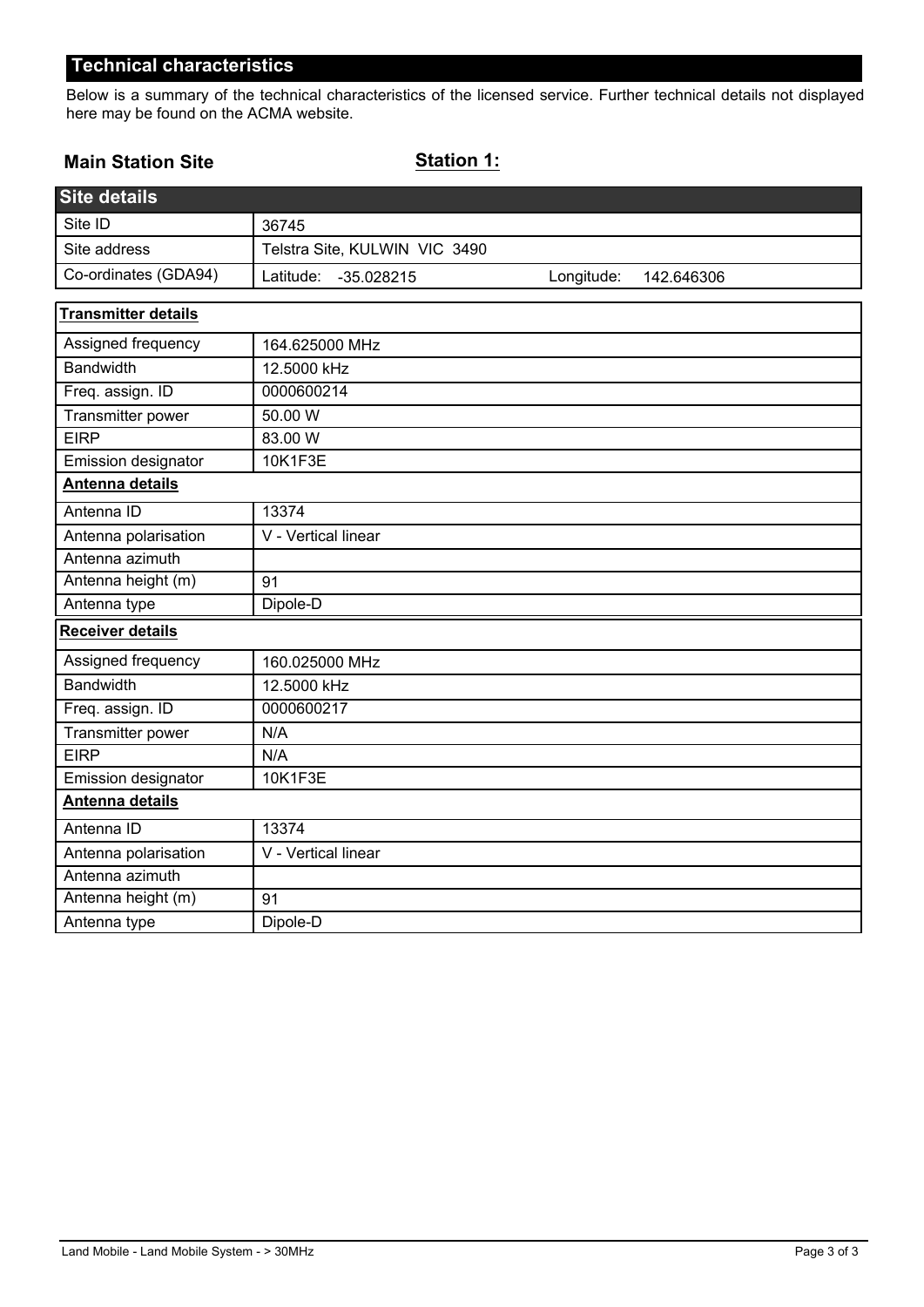## Technical characteristics

Below is a summary of the technical characteristics of the licensed service. Further technical details not displayed here may be found on the ACMA website.

**Main Station Site** **Station 1:**

| Site details | |
|---|---|
| Site ID | 36745 |
| Site address | Telstra Site, KULWIN VIC 3490 |
| Co-ordinates (GDA94) | Latitude: -35.028215 Longitude: 142.646306 |

| **Transmitter details** | |
|---|---|
| Assigned frequency | 164.625000 MHz |
| Bandwidth | 12.5000 kHz |
| Freq. assign. ID | 0000600214 |
| Transmitter power | 50.00 W |
| EIRP | 83.00 W |
| Emission designator | 10K1F3E |
| **Antenna details** | |
| Antenna ID | 13374 |
| Antenna polarisation | V - Vertical linear |
| Antenna azimuth | |
| Antenna height (m) | 91 |
| Antenna type | Dipole-D |

| **Receiver details** | |
|---|---|
| Assigned frequency | 160.025000 MHz |
| Bandwidth | 12.5000 kHz |
| Freq. assign. ID | 0000600217 |
| Transmitter power | N/A |
| EIRP | N/A |
| Emission designator | 10K1F3E |
| **Antenna details** | |
| Antenna ID | 13374 |
| Antenna polarisation | V - Vertical linear |
| Antenna azimuth | |
| Antenna height (m) | 91 |
| Antenna type | Dipole-D |